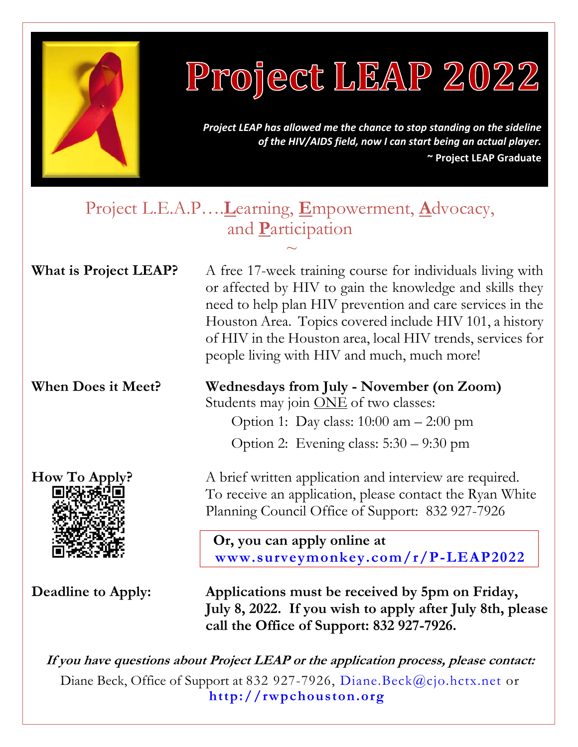# Project LEAP 2022

***Project LEAP has allowed me the chance to stop standing on the sideline of the HIV/AIDS field, now I can start being an actual player.***

**~ Project LEAP Graduate**

## Project L.E.A.P….**L**earning, **E**mpowerment, **A**dvocacy, and **P**articipation

~

**What is Project LEAP?**

A free 17-week training course for individuals living with or affected by HIV to gain the knowledge and skills they need to help plan HIV prevention and care services in the Houston Area. Topics covered include HIV 101, a history of HIV in the Houston area, local HIV trends, services for people living with HIV and much, much more!

**When Does it Meet?**

**Wednesdays from July - November (on Zoom)**

Students may join ONE of two classes:

- Option 1: Day class: 10:00 am – 2:00 pm
- Option 2: Evening class: 5:30 – 9:30 pm

**How To Apply?**

A brief written application and interview are required. To receive an application, please contact the Ryan White Planning Council Office of Support: 832 927-7926

**Or, you can apply online at www.surveymonkey.com/r/P-LEAP2022**

**Deadline to Apply:**

**Applications must be received by 5pm on Friday, July 8, 2022. If you wish to apply after July 8th, please call the Office of Support: 832 927-7926.**

***If you have questions about Project LEAP or the application process, please contact:***

Diane Beck, Office of Support at 832 927-7926, Diane.Beck@cjo.hctx.net or **http://rwpchouston.org**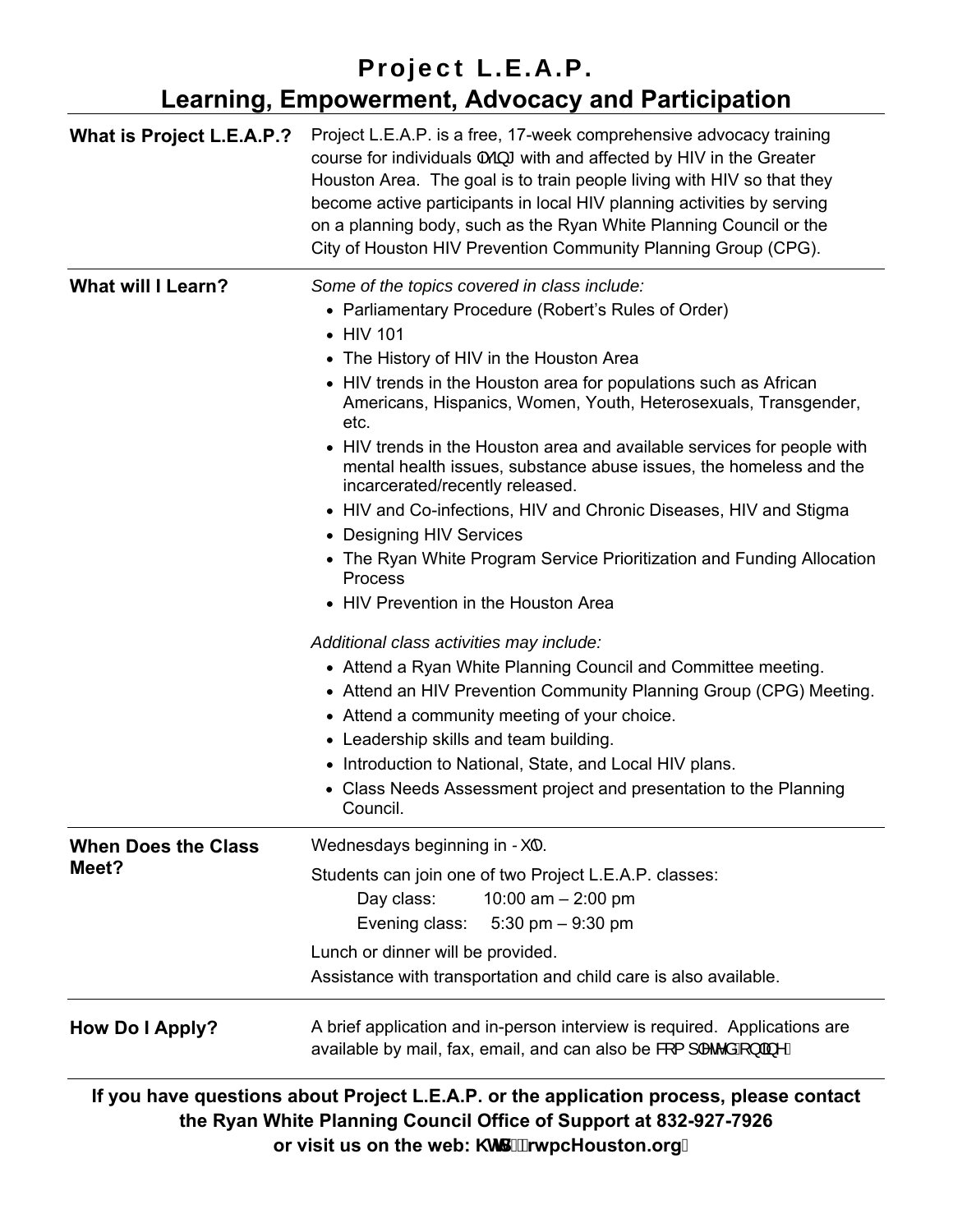# Project L.E.A.P.
## Learning, Empowerment, Advocacy and Participation

| | |
|---|---|
| **What is Project L.E.A.P.?** | Project L.E.A.P. is a free, 17-week comprehensive advocacy training course for individuals OYLQ with and affected by HIV in the Greater Houston Area. The goal is to train people living with HIV so that they become active participants in local HIV planning activities by serving on a planning body, such as the Ryan White Planning Council or the City of Houston HIV Prevention Community Planning Group (CPG). |
| **What will I Learn?** | *Some of the topics covered in class include:*<br>• Parliamentary Procedure (Robert's Rules of Order)<br>• HIV 101<br>• The History of HIV in the Houston Area<br>• HIV trends in the Houston area for populations such as African Americans, Hispanics, Women, Youth, Heterosexuals, Transgender, etc.<br>• HIV trends in the Houston area and available services for people with mental health issues, substance abuse issues, the homeless and the incarcerated/recently released.<br>• HIV and Co-infections, HIV and Chronic Diseases, HIV and Stigma<br>• Designing HIV Services<br>• The Ryan White Program Service Prioritization and Funding Allocation Process<br>• HIV Prevention in the Houston Area<br><br>*Additional class activities may include:*<br>• Attend a Ryan White Planning Council and Committee meeting.<br>• Attend an HIV Prevention Community Planning Group (CPG) Meeting.<br>• Attend a community meeting of your choice.<br>• Leadership skills and team building.<br>• Introduction to National, State, and Local HIV plans.<br>• Class Needs Assessment project and presentation to the Planning Council. |
| **When Does the Class Meet?** | Wednesdays beginning in -XO.<br><br>Students can join one of two Project L.E.A.P. classes:<br>Day class: 10:00 am – 2:00 pm<br>Evening class: 5:30 pm – 9:30 pm<br><br>Lunch or dinner will be provided.<br>Assistance with transportation and child care is also available. |
| **How Do I Apply?** | A brief application and in-person interview is required. Applications are available by mail, fax, email, and can also be FRPSOHWHGRQOLQH |

**If you have questions about Project L.E.A.P. or the application process, please contact the Ryan White Planning Council Office of Support at 832-927-7926 or visit us on the web: KWWS rwpcHouston.org**